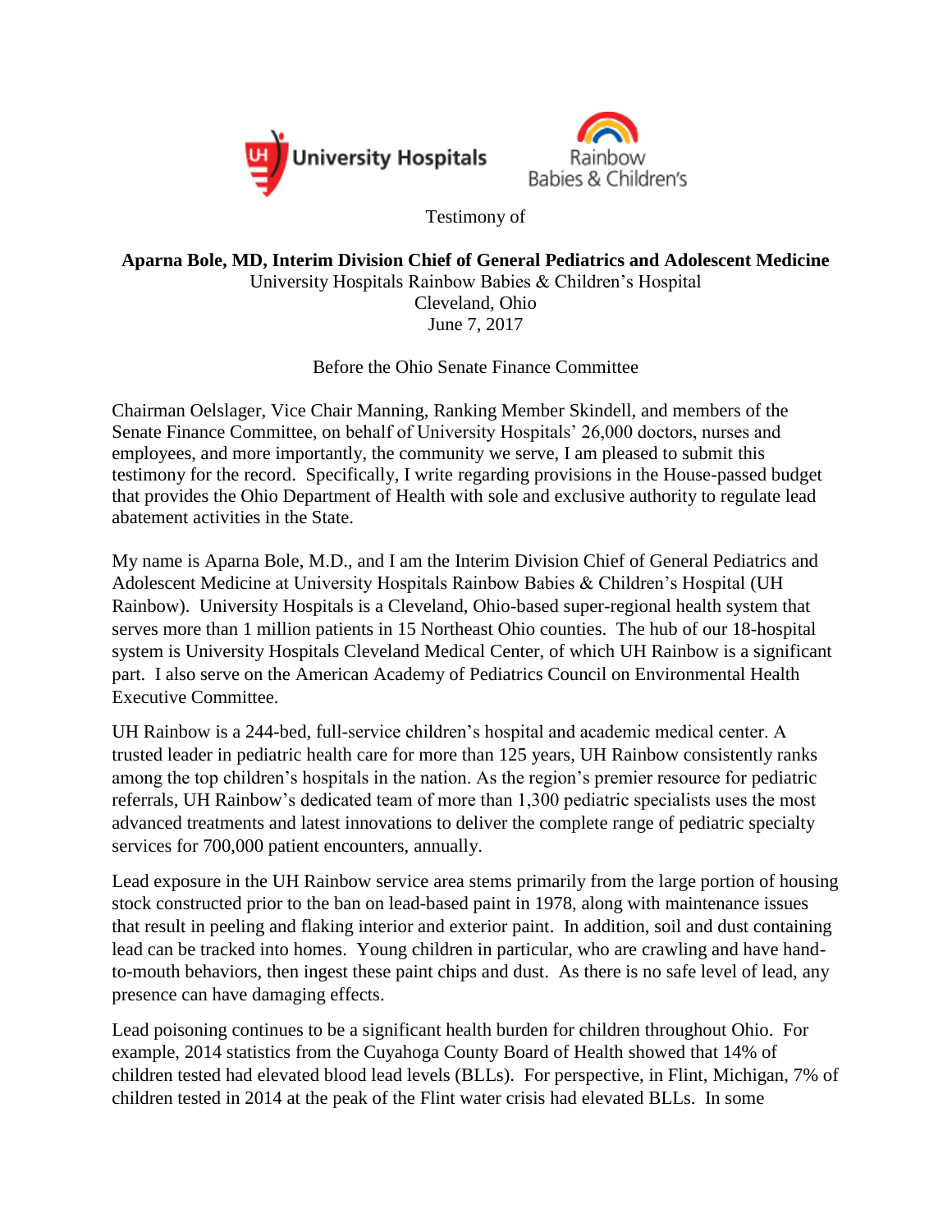University Hospitals | Rainbow Babies & Children's

Testimony of

**Aparna Bole, MD, Interim Division Chief of General Pediatrics and Adolescent Medicine**
University Hospitals Rainbow Babies & Children's Hospital
Cleveland, Ohio
June 7, 2017

Before the Ohio Senate Finance Committee

Chairman Oelslager, Vice Chair Manning, Ranking Member Skindell, and members of the Senate Finance Committee, on behalf of University Hospitals' 26,000 doctors, nurses and employees, and more importantly, the community we serve, I am pleased to submit this testimony for the record. Specifically, I write regarding provisions in the House-passed budget that provides the Ohio Department of Health with sole and exclusive authority to regulate lead abatement activities in the State.

My name is Aparna Bole, M.D., and I am the Interim Division Chief of General Pediatrics and Adolescent Medicine at University Hospitals Rainbow Babies & Children's Hospital (UH Rainbow). University Hospitals is a Cleveland, Ohio-based super-regional health system that serves more than 1 million patients in 15 Northeast Ohio counties. The hub of our 18-hospital system is University Hospitals Cleveland Medical Center, of which UH Rainbow is a significant part. I also serve on the American Academy of Pediatrics Council on Environmental Health Executive Committee.

UH Rainbow is a 244-bed, full-service children's hospital and academic medical center. A trusted leader in pediatric health care for more than 125 years, UH Rainbow consistently ranks among the top children's hospitals in the nation. As the region's premier resource for pediatric referrals, UH Rainbow's dedicated team of more than 1,300 pediatric specialists uses the most advanced treatments and latest innovations to deliver the complete range of pediatric specialty services for 700,000 patient encounters, annually.

Lead exposure in the UH Rainbow service area stems primarily from the large portion of housing stock constructed prior to the ban on lead-based paint in 1978, along with maintenance issues that result in peeling and flaking interior and exterior paint. In addition, soil and dust containing lead can be tracked into homes. Young children in particular, who are crawling and have hand-to-mouth behaviors, then ingest these paint chips and dust. As there is no safe level of lead, any presence can have damaging effects.

Lead poisoning continues to be a significant health burden for children throughout Ohio. For example, 2014 statistics from the Cuyahoga County Board of Health showed that 14% of children tested had elevated blood lead levels (BLLs). For perspective, in Flint, Michigan, 7% of children tested in 2014 at the peak of the Flint water crisis had elevated BLLs. In some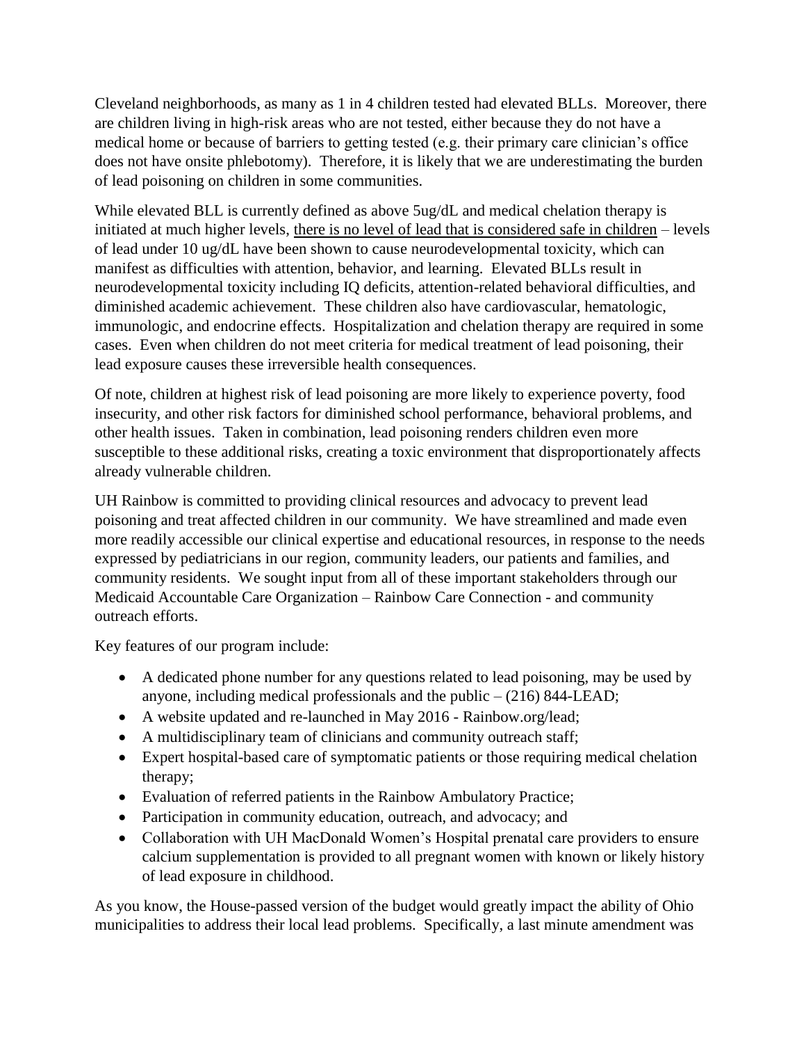Cleveland neighborhoods, as many as 1 in 4 children tested had elevated BLLs. Moreover, there are children living in high-risk areas who are not tested, either because they do not have a medical home or because of barriers to getting tested (e.g. their primary care clinician's office does not have onsite phlebotomy). Therefore, it is likely that we are underestimating the burden of lead poisoning on children in some communities.

While elevated BLL is currently defined as above 5ug/dL and medical chelation therapy is initiated at much higher levels, <u>there is no level of lead that is considered safe in children</u> – levels of lead under 10 ug/dL have been shown to cause neurodevelopmental toxicity, which can manifest as difficulties with attention, behavior, and learning. Elevated BLLs result in neurodevelopmental toxicity including IQ deficits, attention-related behavioral difficulties, and diminished academic achievement. These children also have cardiovascular, hematologic, immunologic, and endocrine effects. Hospitalization and chelation therapy are required in some cases. Even when children do not meet criteria for medical treatment of lead poisoning, their lead exposure causes these irreversible health consequences.

Of note, children at highest risk of lead poisoning are more likely to experience poverty, food insecurity, and other risk factors for diminished school performance, behavioral problems, and other health issues. Taken in combination, lead poisoning renders children even more susceptible to these additional risks, creating a toxic environment that disproportionately affects already vulnerable children.

UH Rainbow is committed to providing clinical resources and advocacy to prevent lead poisoning and treat affected children in our community. We have streamlined and made even more readily accessible our clinical expertise and educational resources, in response to the needs expressed by pediatricians in our region, community leaders, our patients and families, and community residents. We sought input from all of these important stakeholders through our Medicaid Accountable Care Organization – Rainbow Care Connection - and community outreach efforts.

Key features of our program include:

- A dedicated phone number for any questions related to lead poisoning, may be used by anyone, including medical professionals and the public – (216) 844-LEAD;
- A website updated and re-launched in May 2016 - Rainbow.org/lead;
- A multidisciplinary team of clinicians and community outreach staff;
- Expert hospital-based care of symptomatic patients or those requiring medical chelation therapy;
- Evaluation of referred patients in the Rainbow Ambulatory Practice;
- Participation in community education, outreach, and advocacy; and
- Collaboration with UH MacDonald Women's Hospital prenatal care providers to ensure calcium supplementation is provided to all pregnant women with known or likely history of lead exposure in childhood.

As you know, the House-passed version of the budget would greatly impact the ability of Ohio municipalities to address their local lead problems. Specifically, a last minute amendment was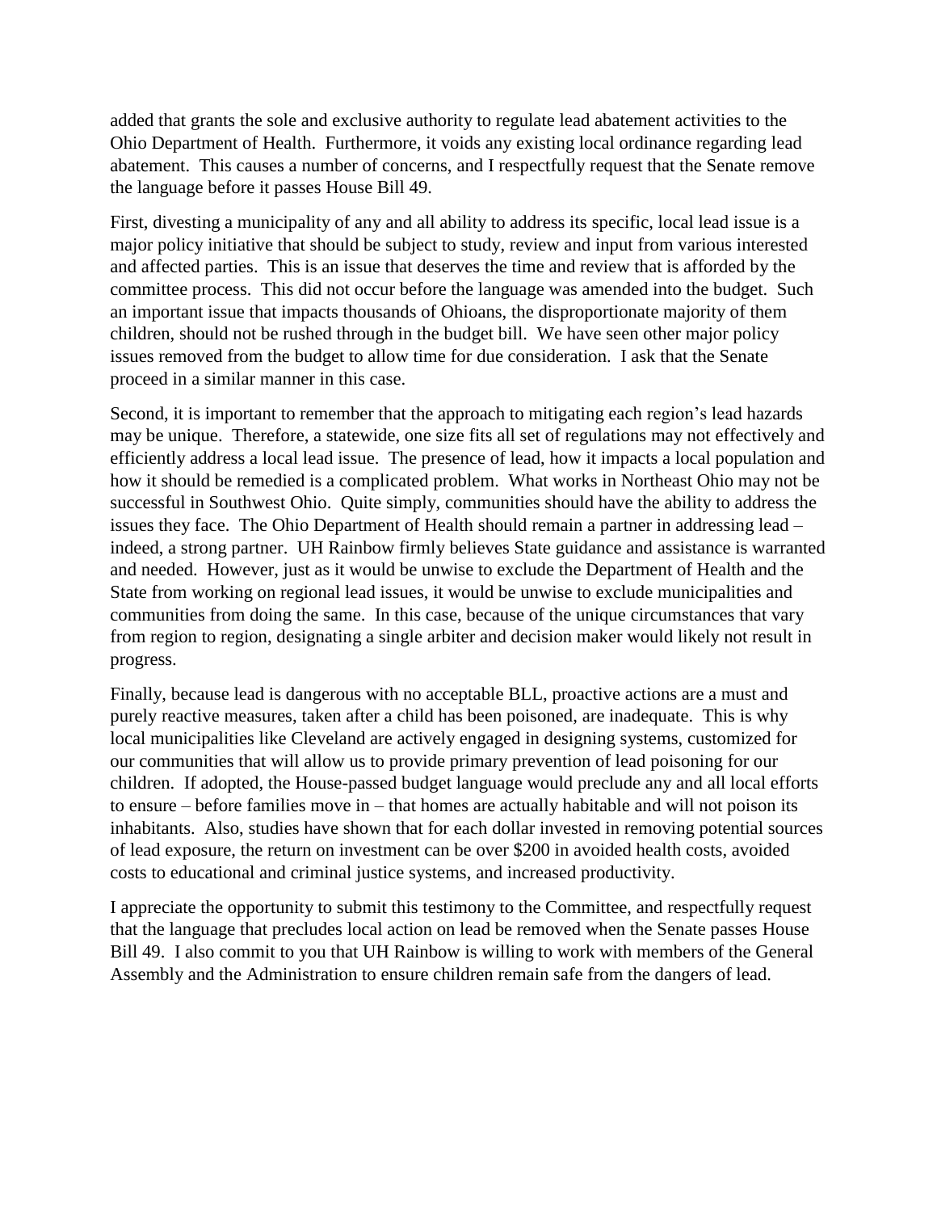added that grants the sole and exclusive authority to regulate lead abatement activities to the Ohio Department of Health. Furthermore, it voids any existing local ordinance regarding lead abatement. This causes a number of concerns, and I respectfully request that the Senate remove the language before it passes House Bill 49.

First, divesting a municipality of any and all ability to address its specific, local lead issue is a major policy initiative that should be subject to study, review and input from various interested and affected parties. This is an issue that deserves the time and review that is afforded by the committee process. This did not occur before the language was amended into the budget. Such an important issue that impacts thousands of Ohioans, the disproportionate majority of them children, should not be rushed through in the budget bill. We have seen other major policy issues removed from the budget to allow time for due consideration. I ask that the Senate proceed in a similar manner in this case.

Second, it is important to remember that the approach to mitigating each region's lead hazards may be unique. Therefore, a statewide, one size fits all set of regulations may not effectively and efficiently address a local lead issue. The presence of lead, how it impacts a local population and how it should be remedied is a complicated problem. What works in Northeast Ohio may not be successful in Southwest Ohio. Quite simply, communities should have the ability to address the issues they face. The Ohio Department of Health should remain a partner in addressing lead – indeed, a strong partner. UH Rainbow firmly believes State guidance and assistance is warranted and needed. However, just as it would be unwise to exclude the Department of Health and the State from working on regional lead issues, it would be unwise to exclude municipalities and communities from doing the same. In this case, because of the unique circumstances that vary from region to region, designating a single arbiter and decision maker would likely not result in progress.

Finally, because lead is dangerous with no acceptable BLL, proactive actions are a must and purely reactive measures, taken after a child has been poisoned, are inadequate. This is why local municipalities like Cleveland are actively engaged in designing systems, customized for our communities that will allow us to provide primary prevention of lead poisoning for our children. If adopted, the House-passed budget language would preclude any and all local efforts to ensure – before families move in – that homes are actually habitable and will not poison its inhabitants. Also, studies have shown that for each dollar invested in removing potential sources of lead exposure, the return on investment can be over $200 in avoided health costs, avoided costs to educational and criminal justice systems, and increased productivity.

I appreciate the opportunity to submit this testimony to the Committee, and respectfully request that the language that precludes local action on lead be removed when the Senate passes House Bill 49. I also commit to you that UH Rainbow is willing to work with members of the General Assembly and the Administration to ensure children remain safe from the dangers of lead.